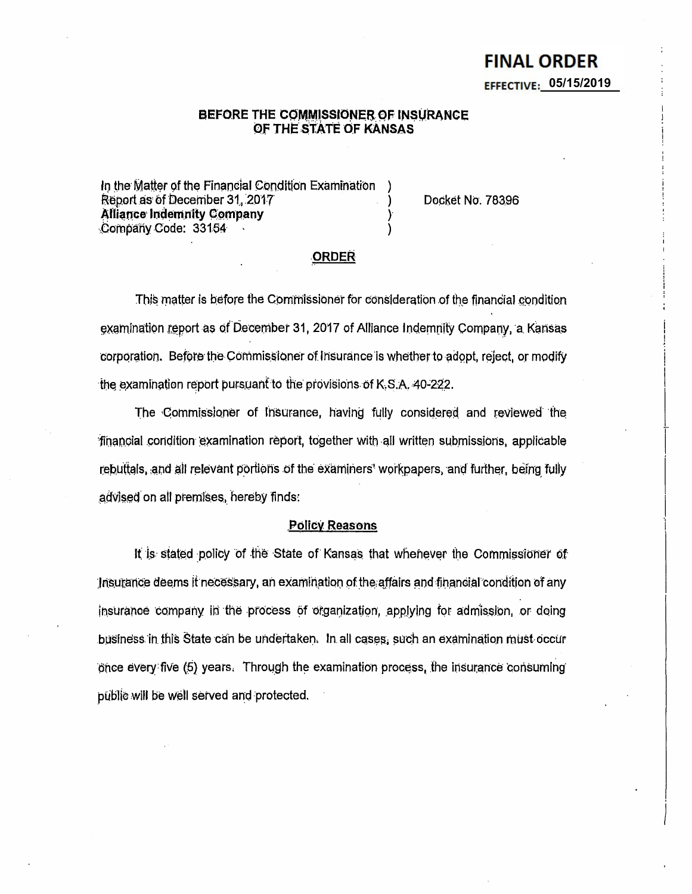**FINAL ORDER**

**EFFECTIVE: 05/15/2019**

**BEFORE THE COMMISSIONER OF INSURANCE
OF THE STATE OF KANSAS**

In the Matter of the Financial Condition Examination )
Report as of December 31, 2017 )
**Alliance Indemnity Company** )
Company Code: 33154 )

Docket No. 78396

## ORDER

This matter is before the Commissioner for consideration of the financial condition examination report as of December 31, 2017 of Alliance Indemnity Company, a Kansas corporation. Before the Commissioner of Insurance is whether to adopt, reject, or modify the examination report pursuant to the provisions of K.S.A. 40-222.

The Commissioner of Insurance, having fully considered and reviewed the financial condition examination report, together with all written submissions, applicable rebuttals, and all relevant portions of the examiners' workpapers, and further, being fully advised on all premises, hereby finds:

### Policy Reasons

It is stated policy of the State of Kansas that whenever the Commissioner of Insurance deems it necessary, an examination of the affairs and financial condition of any insurance company in the process of organization, applying for admission, or doing business in this State can be undertaken. In all cases, such an examination must occur once every five (5) years. Through the examination process, the insurance consuming public will be well served and protected.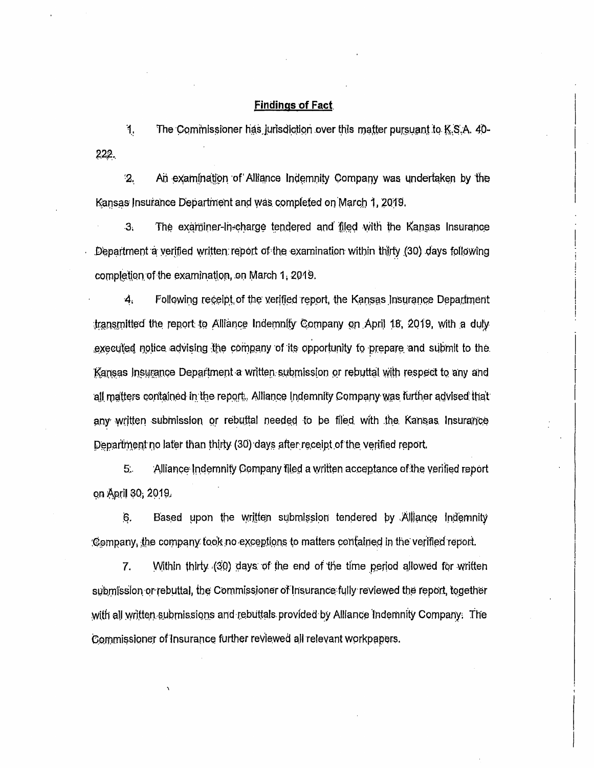## Findings of Fact

1. The Commissioner has jurisdiction over this matter pursuant to K.S.A. 40-222.

2. An examination of Alliance Indemnity Company was undertaken by the Kansas Insurance Department and was completed on March 1, 2019.

3. The examiner-in-charge tendered and filed with the Kansas Insurance Department a verified written report of the examination within thirty (30) days following completion of the examination, on March 1, 2019.

4. Following receipt of the verified report, the Kansas Insurance Department transmitted the report to Alliance Indemnity Company on April 18, 2019, with a duly executed notice advising the company of its opportunity to prepare and submit to the Kansas Insurance Department a written submission or rebuttal with respect to any and all matters contained in the report. Alliance Indemnity Company was further advised that any written submission or rebuttal needed to be filed with the Kansas Insurance Department no later than thirty (30) days after receipt of the verified report.

5. Alliance Indemnity Company filed a written acceptance of the verified report on April 30, 2019.

6. Based upon the written submission tendered by Alliance Indemnity Company, the company took no exceptions to matters contained in the verified report.

7. Within thirty (30) days of the end of the time period allowed for written submission or rebuttal, the Commissioner of Insurance fully reviewed the report, together with all written submissions and rebuttals provided by Alliance Indemnity Company. The Commissioner of Insurance further reviewed all relevant workpapers.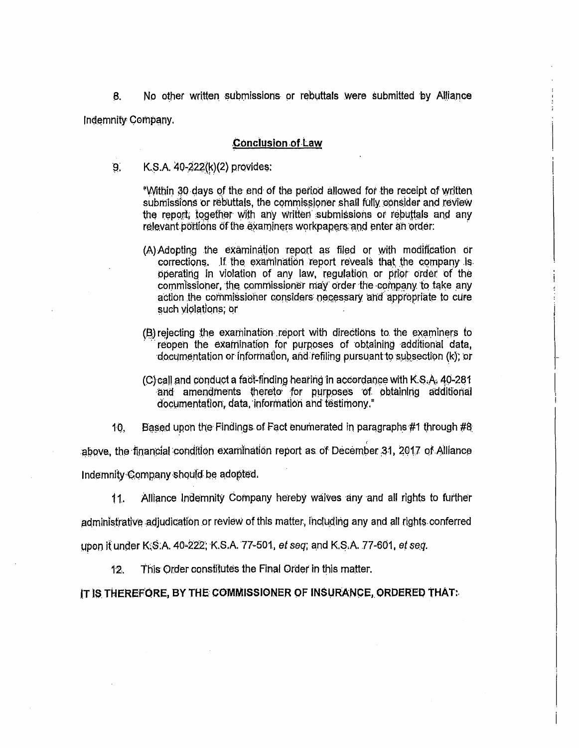8. No other written submissions or rebuttals were submitted by Alliance Indemnity Company.

## Conclusion of Law

9. K.S.A. 40-222(k)(2) provides:

> "Within 30 days of the end of the period allowed for the receipt of written submissions or rebuttals, the commissioner shall fully consider and review the report, together with any written submissions or rebuttals and any relevant portions of the examiners workpapers and enter an order:
>
> (A) Adopting the examination report as filed or with modification or corrections. If the examination report reveals that the company is operating in violation of any law, regulation or prior order of the commissioner, the commissioner may order the company to take any action the commissioner considers necessary and appropriate to cure such violations; or
>
> (B) rejecting the examination report with directions to the examiners to reopen the examination for purposes of obtaining additional data, documentation or information, and refiling pursuant to subsection (k); or
>
> (C) call and conduct a fact-finding hearing in accordance with K.S.A. 40-281 and amendments thereto for purposes of obtaining additional documentation, data, information and testimony."

10. Based upon the Findings of Fact enumerated in paragraphs #1 through #8 above, the financial condition examination report as of December 31, 2017 of Alliance Indemnity Company should be adopted.

11. Alliance Indemnity Company hereby waives any and all rights to further administrative adjudication or review of this matter, including any and all rights conferred upon it under K.S.A. 40-222; K.S.A. 77-501, *et seq*; and K.S.A. 77-601, *et seq*.

12. This Order constitutes the Final Order in this matter.

**IT IS THEREFORE, BY THE COMMISSIONER OF INSURANCE, ORDERED THAT:**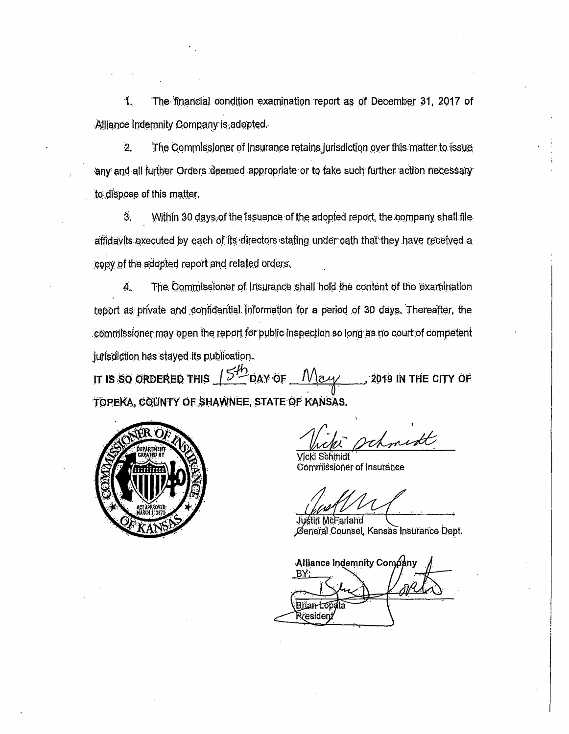1. The financial condition examination report as of December 31, 2017 of Alliance Indemnity Company is adopted.

2. The Commissioner of Insurance retains jurisdiction over this matter to issue any and all further Orders deemed appropriate or to take such further action necessary to dispose of this matter.

3. Within 30 days of the issuance of the adopted report, the company shall file affidavits executed by each of its directors stating under oath that they have received a copy of the adopted report and related orders.

4. The Commissioner of Insurance shall hold the content of the examination report as private and confidential information for a period of 30 days. Thereafter, the commissioner may open the report for public inspection so long as no court of competent jurisdiction has stayed its publication.

**IT IS SO ORDERED THIS 15th DAY OF May, 2019 IN THE CITY OF TOPEKA, COUNTY OF SHAWNEE, STATE OF KANSAS.**

Vicki Schmidt
Commissioner of Insurance

Justin McFarland
General Counsel, Kansas Insurance Dept.

**Alliance Indemnity Company**
BY:
Brian Lopata
President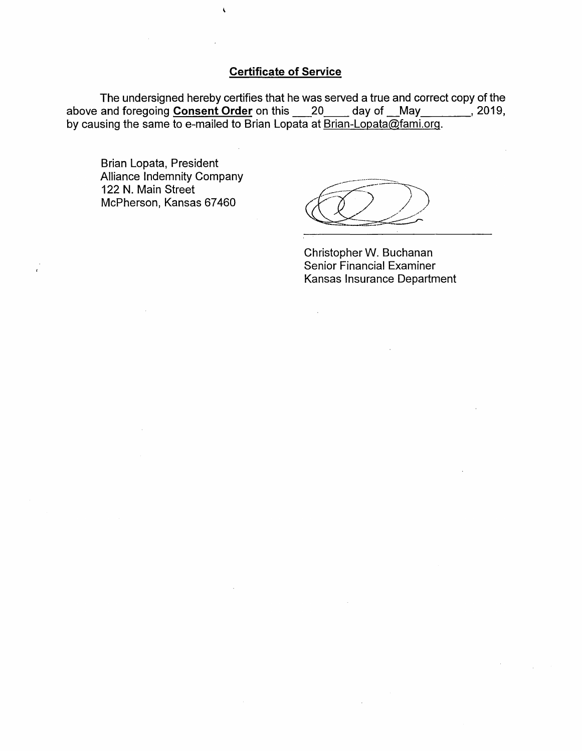## Certificate of Service

The undersigned hereby certifies that he was served a true and correct copy of the above and foregoing **Consent Order** on this ___20____ day of __May________, 2019, by causing the same to e-mailed to Brian Lopata at Brian-Lopata@fami.org.

Brian Lopata, President
Alliance Indemnity Company
122 N. Main Street
McPherson, Kansas 67460

___________________________________

Christopher W. Buchanan
Senior Financial Examiner
Kansas Insurance Department